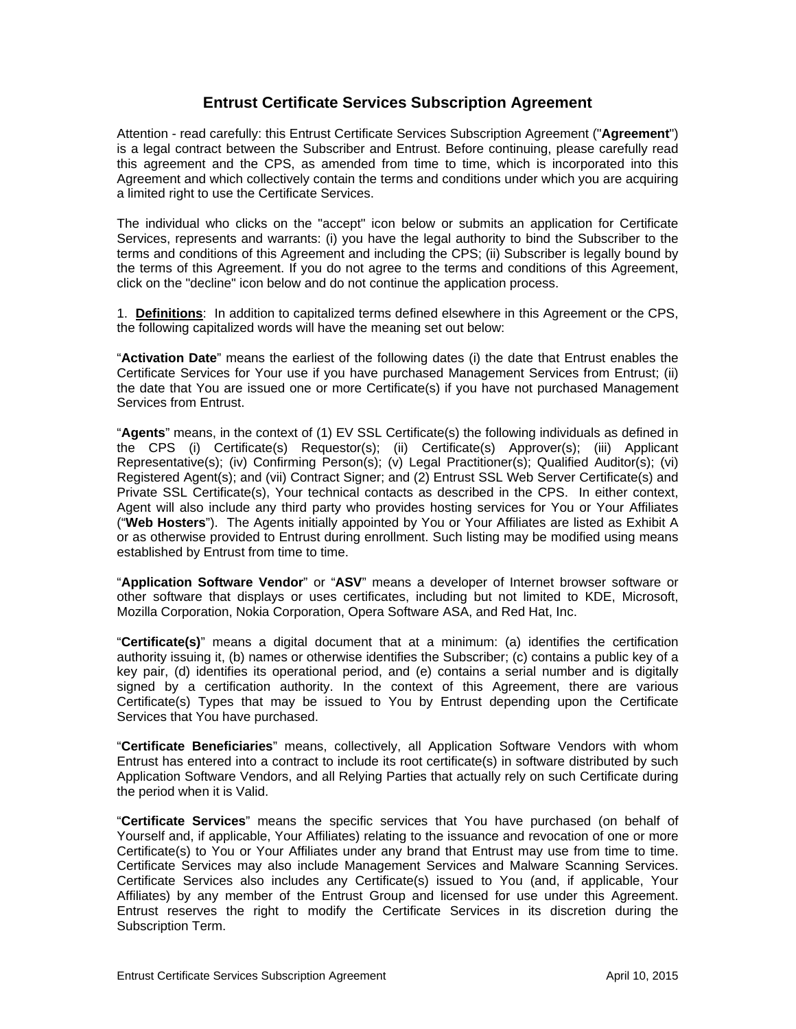# Entrust Certificate Services Subscription Agreement

Attention - read carefully: this Entrust Certificate Services Subscription Agreement ("**Agreement**") is a legal contract between the Subscriber and Entrust. Before continuing, please carefully read this agreement and the CPS, as amended from time to time, which is incorporated into this Agreement and which collectively contain the terms and conditions under which you are acquiring a limited right to use the Certificate Services.

The individual who clicks on the "accept" icon below or submits an application for Certificate Services, represents and warrants: (i) you have the legal authority to bind the Subscriber to the terms and conditions of this Agreement and including the CPS; (ii) Subscriber is legally bound by the terms of this Agreement. If you do not agree to the terms and conditions of this Agreement, click on the "decline" icon below and do not continue the application process.

1. **Definitions**: In addition to capitalized terms defined elsewhere in this Agreement or the CPS, the following capitalized words will have the meaning set out below:

"**Activation Date**" means the earliest of the following dates (i) the date that Entrust enables the Certificate Services for Your use if you have purchased Management Services from Entrust; (ii) the date that You are issued one or more Certificate(s) if you have not purchased Management Services from Entrust.

"**Agents**" means, in the context of (1) EV SSL Certificate(s) the following individuals as defined in the CPS (i) Certificate(s) Requestor(s); (ii) Certificate(s) Approver(s); (iii) Applicant Representative(s); (iv) Confirming Person(s); (v) Legal Practitioner(s); Qualified Auditor(s); (vi) Registered Agent(s); and (vii) Contract Signer; and (2) Entrust SSL Web Server Certificate(s) and Private SSL Certificate(s), Your technical contacts as described in the CPS. In either context, Agent will also include any third party who provides hosting services for You or Your Affiliates ("**Web Hosters**"). The Agents initially appointed by You or Your Affiliates are listed as Exhibit A or as otherwise provided to Entrust during enrollment. Such listing may be modified using means established by Entrust from time to time.

"**Application Software Vendor**" or "**ASV**" means a developer of Internet browser software or other software that displays or uses certificates, including but not limited to KDE, Microsoft, Mozilla Corporation, Nokia Corporation, Opera Software ASA, and Red Hat, Inc.

"**Certificate(s)**" means a digital document that at a minimum: (a) identifies the certification authority issuing it, (b) names or otherwise identifies the Subscriber; (c) contains a public key of a key pair, (d) identifies its operational period, and (e) contains a serial number and is digitally signed by a certification authority. In the context of this Agreement, there are various Certificate(s) Types that may be issued to You by Entrust depending upon the Certificate Services that You have purchased.

"**Certificate Beneficiaries**" means, collectively, all Application Software Vendors with whom Entrust has entered into a contract to include its root certificate(s) in software distributed by such Application Software Vendors, and all Relying Parties that actually rely on such Certificate during the period when it is Valid.

"**Certificate Services**" means the specific services that You have purchased (on behalf of Yourself and, if applicable, Your Affiliates) relating to the issuance and revocation of one or more Certificate(s) to You or Your Affiliates under any brand that Entrust may use from time to time. Certificate Services may also include Management Services and Malware Scanning Services. Certificate Services also includes any Certificate(s) issued to You (and, if applicable, Your Affiliates) by any member of the Entrust Group and licensed for use under this Agreement. Entrust reserves the right to modify the Certificate Services in its discretion during the Subscription Term.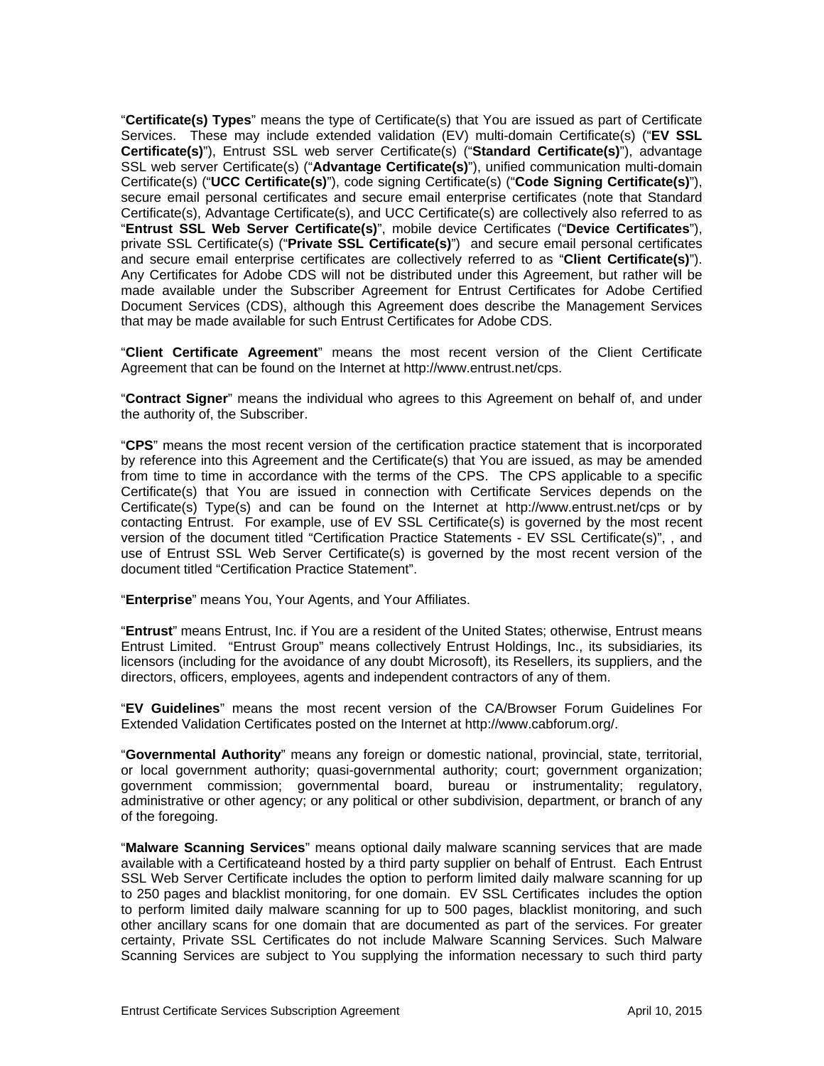"**Certificate(s) Types**" means the type of Certificate(s) that You are issued as part of Certificate Services. These may include extended validation (EV) multi-domain Certificate(s) ("**EV SSL Certificate(s)**"), Entrust SSL web server Certificate(s) ("**Standard Certificate(s)**"), advantage SSL web server Certificate(s) ("**Advantage Certificate(s)**"), unified communication multi-domain Certificate(s) ("**UCC Certificate(s)**"), code signing Certificate(s) ("**Code Signing Certificate(s)**"), secure email personal certificates and secure email enterprise certificates (note that Standard Certificate(s), Advantage Certificate(s), and UCC Certificate(s) are collectively also referred to as "**Entrust SSL Web Server Certificate(s)**", mobile device Certificates ("**Device Certificates**"), private SSL Certificate(s) ("**Private SSL Certificate(s)**") and secure email personal certificates and secure email enterprise certificates are collectively referred to as "**Client Certificate(s)**"). Any Certificates for Adobe CDS will not be distributed under this Agreement, but rather will be made available under the Subscriber Agreement for Entrust Certificates for Adobe Certified Document Services (CDS), although this Agreement does describe the Management Services that may be made available for such Entrust Certificates for Adobe CDS.

"**Client Certificate Agreement**" means the most recent version of the Client Certificate Agreement that can be found on the Internet at http://www.entrust.net/cps.

"**Contract Signer**" means the individual who agrees to this Agreement on behalf of, and under the authority of, the Subscriber.

"**CPS**" means the most recent version of the certification practice statement that is incorporated by reference into this Agreement and the Certificate(s) that You are issued, as may be amended from time to time in accordance with the terms of the CPS. The CPS applicable to a specific Certificate(s) that You are issued in connection with Certificate Services depends on the Certificate(s) Type(s) and can be found on the Internet at http://www.entrust.net/cps or by contacting Entrust. For example, use of EV SSL Certificate(s) is governed by the most recent version of the document titled "Certification Practice Statements - EV SSL Certificate(s)", , and use of Entrust SSL Web Server Certificate(s) is governed by the most recent version of the document titled "Certification Practice Statement".

"**Enterprise**" means You, Your Agents, and Your Affiliates.

"**Entrust**" means Entrust, Inc. if You are a resident of the United States; otherwise, Entrust means Entrust Limited. "Entrust Group" means collectively Entrust Holdings, Inc., its subsidiaries, its licensors (including for the avoidance of any doubt Microsoft), its Resellers, its suppliers, and the directors, officers, employees, agents and independent contractors of any of them.

"**EV Guidelines**" means the most recent version of the CA/Browser Forum Guidelines For Extended Validation Certificates posted on the Internet at http://www.cabforum.org/.

"**Governmental Authority**" means any foreign or domestic national, provincial, state, territorial, or local government authority; quasi-governmental authority; court; government organization; government commission; governmental board, bureau or instrumentality; regulatory, administrative or other agency; or any political or other subdivision, department, or branch of any of the foregoing.

"**Malware Scanning Services**" means optional daily malware scanning services that are made available with a Certificateand hosted by a third party supplier on behalf of Entrust. Each Entrust SSL Web Server Certificate includes the option to perform limited daily malware scanning for up to 250 pages and blacklist monitoring, for one domain. EV SSL Certificates includes the option to perform limited daily malware scanning for up to 500 pages, blacklist monitoring, and such other ancillary scans for one domain that are documented as part of the services. For greater certainty, Private SSL Certificates do not include Malware Scanning Services. Such Malware Scanning Services are subject to You supplying the information necessary to such third party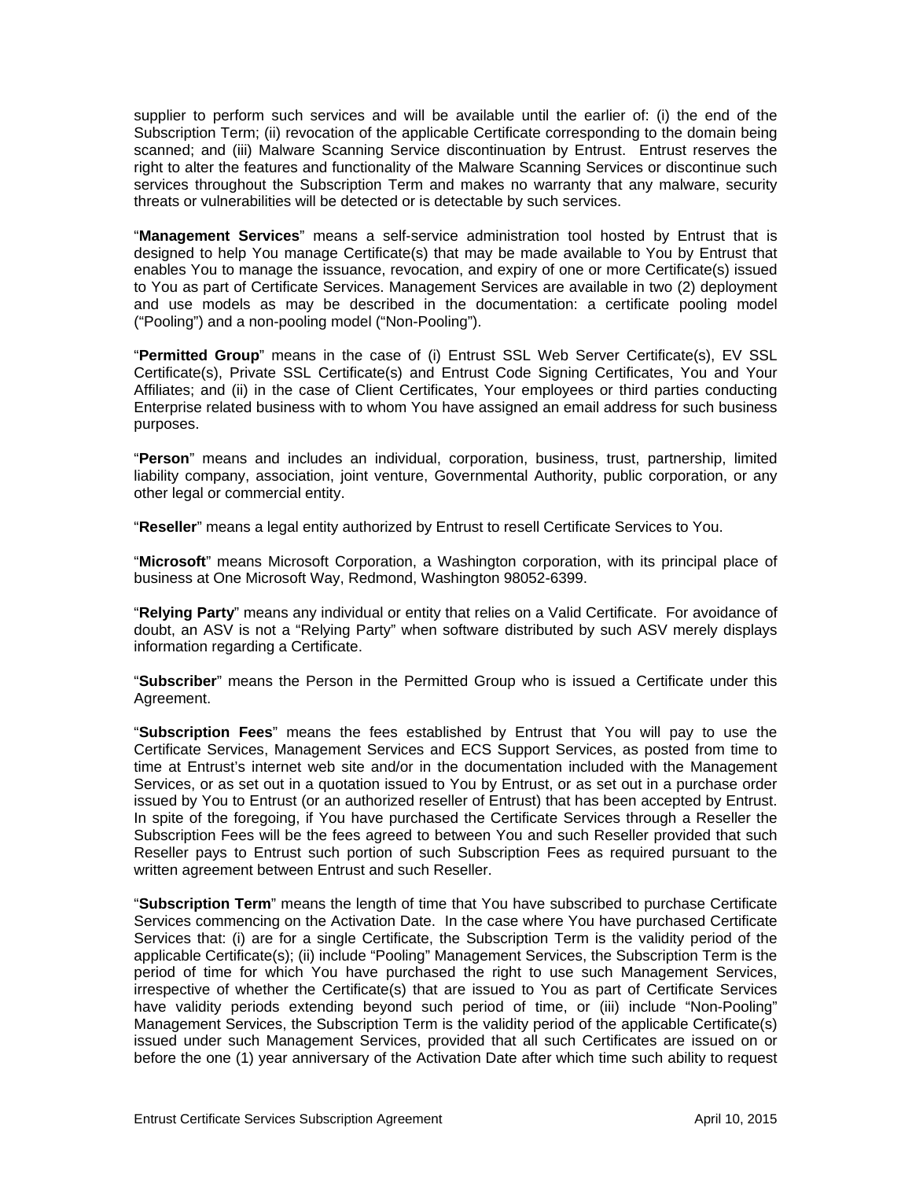supplier to perform such services and will be available until the earlier of: (i) the end of the Subscription Term; (ii) revocation of the applicable Certificate corresponding to the domain being scanned; and (iii) Malware Scanning Service discontinuation by Entrust. Entrust reserves the right to alter the features and functionality of the Malware Scanning Services or discontinue such services throughout the Subscription Term and makes no warranty that any malware, security threats or vulnerabilities will be detected or is detectable by such services.

"**Management Services**" means a self-service administration tool hosted by Entrust that is designed to help You manage Certificate(s) that may be made available to You by Entrust that enables You to manage the issuance, revocation, and expiry of one or more Certificate(s) issued to You as part of Certificate Services. Management Services are available in two (2) deployment and use models as may be described in the documentation: a certificate pooling model ("Pooling") and a non-pooling model ("Non-Pooling").

"**Permitted Group**" means in the case of (i) Entrust SSL Web Server Certificate(s), EV SSL Certificate(s), Private SSL Certificate(s) and Entrust Code Signing Certificates, You and Your Affiliates; and (ii) in the case of Client Certificates, Your employees or third parties conducting Enterprise related business with to whom You have assigned an email address for such business purposes.

"**Person**" means and includes an individual, corporation, business, trust, partnership, limited liability company, association, joint venture, Governmental Authority, public corporation, or any other legal or commercial entity.

"**Reseller**" means a legal entity authorized by Entrust to resell Certificate Services to You.

"**Microsoft**" means Microsoft Corporation, a Washington corporation, with its principal place of business at One Microsoft Way, Redmond, Washington 98052-6399.

"**Relying Party**" means any individual or entity that relies on a Valid Certificate. For avoidance of doubt, an ASV is not a "Relying Party" when software distributed by such ASV merely displays information regarding a Certificate.

"**Subscriber**" means the Person in the Permitted Group who is issued a Certificate under this Agreement.

"**Subscription Fees**" means the fees established by Entrust that You will pay to use the Certificate Services, Management Services and ECS Support Services, as posted from time to time at Entrust's internet web site and/or in the documentation included with the Management Services, or as set out in a quotation issued to You by Entrust, or as set out in a purchase order issued by You to Entrust (or an authorized reseller of Entrust) that has been accepted by Entrust. In spite of the foregoing, if You have purchased the Certificate Services through a Reseller the Subscription Fees will be the fees agreed to between You and such Reseller provided that such Reseller pays to Entrust such portion of such Subscription Fees as required pursuant to the written agreement between Entrust and such Reseller.

"**Subscription Term**" means the length of time that You have subscribed to purchase Certificate Services commencing on the Activation Date. In the case where You have purchased Certificate Services that: (i) are for a single Certificate, the Subscription Term is the validity period of the applicable Certificate(s); (ii) include "Pooling" Management Services, the Subscription Term is the period of time for which You have purchased the right to use such Management Services, irrespective of whether the Certificate(s) that are issued to You as part of Certificate Services have validity periods extending beyond such period of time, or (iii) include "Non-Pooling" Management Services, the Subscription Term is the validity period of the applicable Certificate(s) issued under such Management Services, provided that all such Certificates are issued on or before the one (1) year anniversary of the Activation Date after which time such ability to request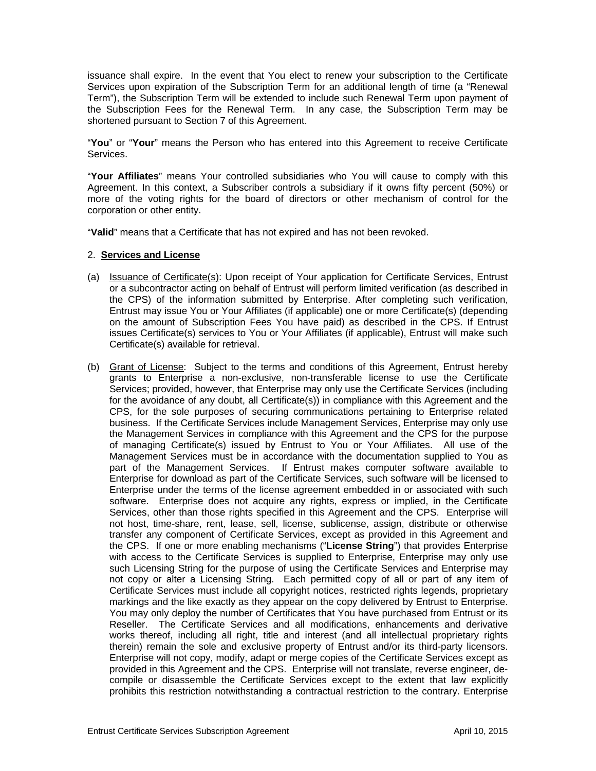issuance shall expire. In the event that You elect to renew your subscription to the Certificate Services upon expiration of the Subscription Term for an additional length of time (a "Renewal Term"), the Subscription Term will be extended to include such Renewal Term upon payment of the Subscription Fees for the Renewal Term. In any case, the Subscription Term may be shortened pursuant to Section 7 of this Agreement.

"**You**" or "**Your**" means the Person who has entered into this Agreement to receive Certificate Services.

"**Your Affiliates**" means Your controlled subsidiaries who You will cause to comply with this Agreement. In this context, a Subscriber controls a subsidiary if it owns fifty percent (50%) or more of the voting rights for the board of directors or other mechanism of control for the corporation or other entity.

"**Valid**" means that a Certificate that has not expired and has not been revoked.

2. **Services and License**

(a) Issuance of Certificate(s): Upon receipt of Your application for Certificate Services, Entrust or a subcontractor acting on behalf of Entrust will perform limited verification (as described in the CPS) of the information submitted by Enterprise. After completing such verification, Entrust may issue You or Your Affiliates (if applicable) one or more Certificate(s) (depending on the amount of Subscription Fees You have paid) as described in the CPS. If Entrust issues Certificate(s) services to You or Your Affiliates (if applicable), Entrust will make such Certificate(s) available for retrieval.

(b) Grant of License: Subject to the terms and conditions of this Agreement, Entrust hereby grants to Enterprise a non-exclusive, non-transferable license to use the Certificate Services; provided, however, that Enterprise may only use the Certificate Services (including for the avoidance of any doubt, all Certificate(s)) in compliance with this Agreement and the CPS, for the sole purposes of securing communications pertaining to Enterprise related business. If the Certificate Services include Management Services, Enterprise may only use the Management Services in compliance with this Agreement and the CPS for the purpose of managing Certificate(s) issued by Entrust to You or Your Affiliates. All use of the Management Services must be in accordance with the documentation supplied to You as part of the Management Services. If Entrust makes computer software available to Enterprise for download as part of the Certificate Services, such software will be licensed to Enterprise under the terms of the license agreement embedded in or associated with such software. Enterprise does not acquire any rights, express or implied, in the Certificate Services, other than those rights specified in this Agreement and the CPS. Enterprise will not host, time-share, rent, lease, sell, license, sublicense, assign, distribute or otherwise transfer any component of Certificate Services, except as provided in this Agreement and the CPS. If one or more enabling mechanisms ("**License String**") that provides Enterprise with access to the Certificate Services is supplied to Enterprise, Enterprise may only use such Licensing String for the purpose of using the Certificate Services and Enterprise may not copy or alter a Licensing String. Each permitted copy of all or part of any item of Certificate Services must include all copyright notices, restricted rights legends, proprietary markings and the like exactly as they appear on the copy delivered by Entrust to Enterprise. You may only deploy the number of Certificates that You have purchased from Entrust or its Reseller. The Certificate Services and all modifications, enhancements and derivative works thereof, including all right, title and interest (and all intellectual proprietary rights therein) remain the sole and exclusive property of Entrust and/or its third-party licensors. Enterprise will not copy, modify, adapt or merge copies of the Certificate Services except as provided in this Agreement and the CPS. Enterprise will not translate, reverse engineer, de-compile or disassemble the Certificate Services except to the extent that law explicitly prohibits this restriction notwithstanding a contractual restriction to the contrary. Enterprise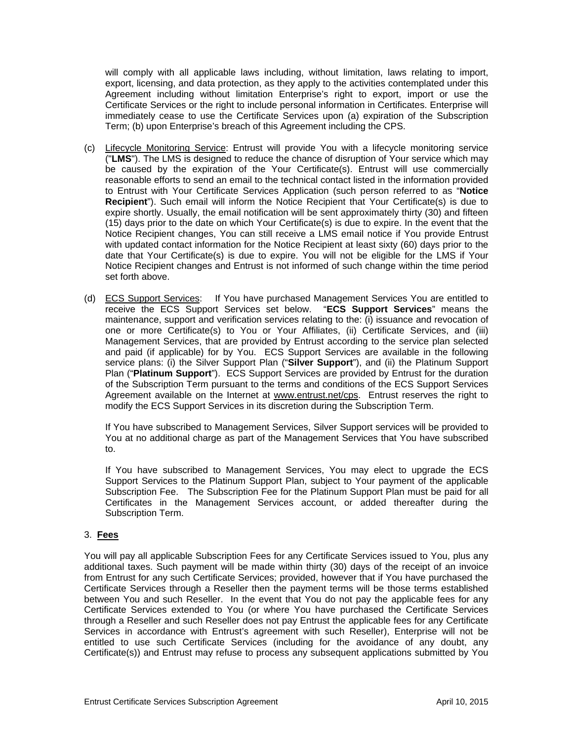will comply with all applicable laws including, without limitation, laws relating to import, export, licensing, and data protection, as they apply to the activities contemplated under this Agreement including without limitation Enterprise's right to export, import or use the Certificate Services or the right to include personal information in Certificates. Enterprise will immediately cease to use the Certificate Services upon (a) expiration of the Subscription Term; (b) upon Enterprise's breach of this Agreement including the CPS.

(c) Lifecycle Monitoring Service: Entrust will provide You with a lifecycle monitoring service ("**LMS**"). The LMS is designed to reduce the chance of disruption of Your service which may be caused by the expiration of the Your Certificate(s). Entrust will use commercially reasonable efforts to send an email to the technical contact listed in the information provided to Entrust with Your Certificate Services Application (such person referred to as "**Notice Recipient**"). Such email will inform the Notice Recipient that Your Certificate(s) is due to expire shortly. Usually, the email notification will be sent approximately thirty (30) and fifteen (15) days prior to the date on which Your Certificate(s) is due to expire. In the event that the Notice Recipient changes, You can still receive a LMS email notice if You provide Entrust with updated contact information for the Notice Recipient at least sixty (60) days prior to the date that Your Certificate(s) is due to expire. You will not be eligible for the LMS if Your Notice Recipient changes and Entrust is not informed of such change within the time period set forth above.

(d) ECS Support Services: If You have purchased Management Services You are entitled to receive the ECS Support Services set below. "**ECS Support Services**" means the maintenance, support and verification services relating to the: (i) issuance and revocation of one or more Certificate(s) to You or Your Affiliates, (ii) Certificate Services, and (iii) Management Services, that are provided by Entrust according to the service plan selected and paid (if applicable) for by You. ECS Support Services are available in the following service plans: (i) the Silver Support Plan ("**Silver Support**"), and (ii) the Platinum Support Plan ("**Platinum Support**"). ECS Support Services are provided by Entrust for the duration of the Subscription Term pursuant to the terms and conditions of the ECS Support Services Agreement available on the Internet at www.entrust.net/cps. Entrust reserves the right to modify the ECS Support Services in its discretion during the Subscription Term.

If You have subscribed to Management Services, Silver Support services will be provided to You at no additional charge as part of the Management Services that You have subscribed to.

If You have subscribed to Management Services, You may elect to upgrade the ECS Support Services to the Platinum Support Plan, subject to Your payment of the applicable Subscription Fee. The Subscription Fee for the Platinum Support Plan must be paid for all Certificates in the Management Services account, or added thereafter during the Subscription Term.

## 3. **Fees**

You will pay all applicable Subscription Fees for any Certificate Services issued to You, plus any additional taxes. Such payment will be made within thirty (30) days of the receipt of an invoice from Entrust for any such Certificate Services; provided, however that if You have purchased the Certificate Services through a Reseller then the payment terms will be those terms established between You and such Reseller. In the event that You do not pay the applicable fees for any Certificate Services extended to You (or where You have purchased the Certificate Services through a Reseller and such Reseller does not pay Entrust the applicable fees for any Certificate Services in accordance with Entrust's agreement with such Reseller), Enterprise will not be entitled to use such Certificate Services (including for the avoidance of any doubt, any Certificate(s)) and Entrust may refuse to process any subsequent applications submitted by You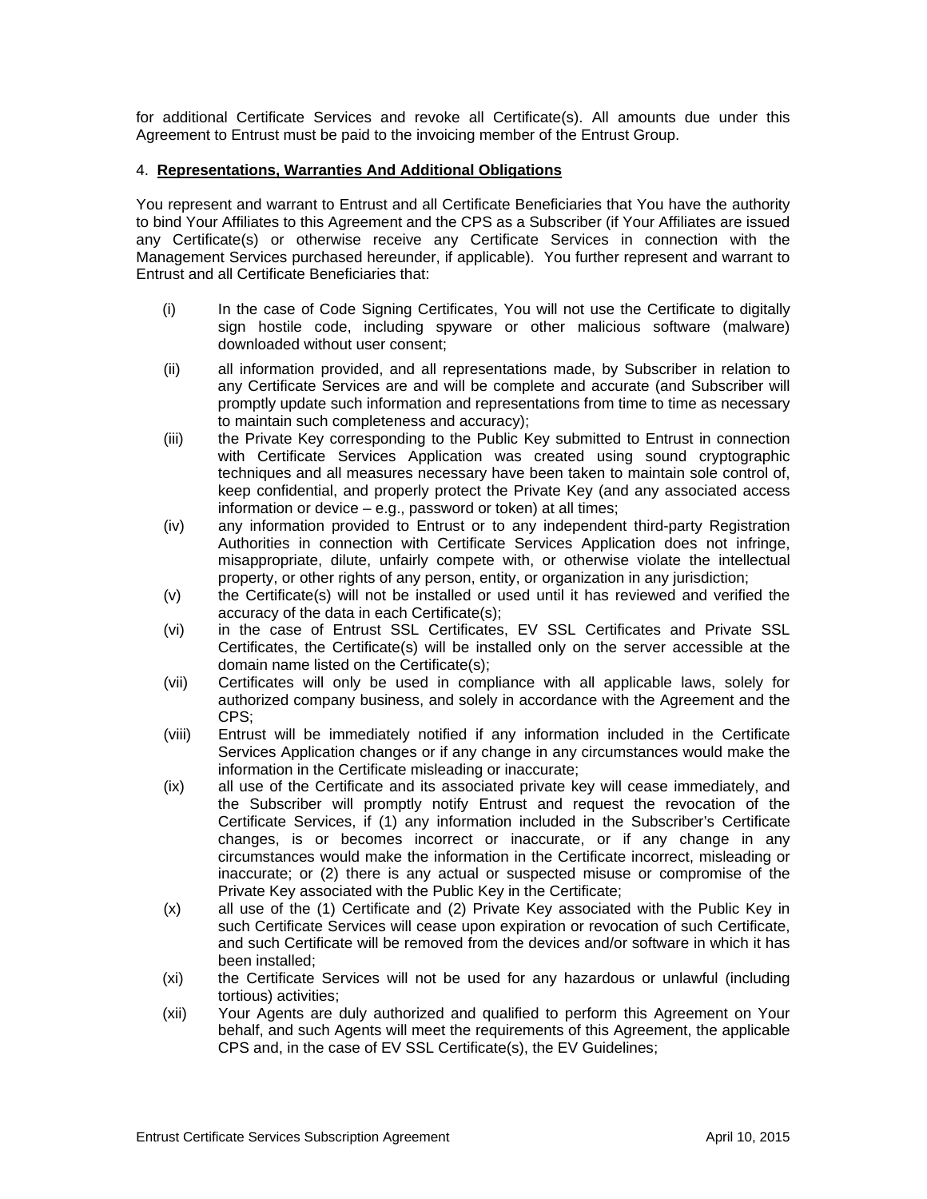for additional Certificate Services and revoke all Certificate(s). All amounts due under this Agreement to Entrust must be paid to the invoicing member of the Entrust Group.

## 4. **Representations, Warranties And Additional Obligations**

You represent and warrant to Entrust and all Certificate Beneficiaries that You have the authority to bind Your Affiliates to this Agreement and the CPS as a Subscriber (if Your Affiliates are issued any Certificate(s) or otherwise receive any Certificate Services in connection with the Management Services purchased hereunder, if applicable). You further represent and warrant to Entrust and all Certificate Beneficiaries that:

- (i) In the case of Code Signing Certificates, You will not use the Certificate to digitally sign hostile code, including spyware or other malicious software (malware) downloaded without user consent;
- (ii) all information provided, and all representations made, by Subscriber in relation to any Certificate Services are and will be complete and accurate (and Subscriber will promptly update such information and representations from time to time as necessary to maintain such completeness and accuracy);
- (iii) the Private Key corresponding to the Public Key submitted to Entrust in connection with Certificate Services Application was created using sound cryptographic techniques and all measures necessary have been taken to maintain sole control of, keep confidential, and properly protect the Private Key (and any associated access information or device – e.g., password or token) at all times;
- (iv) any information provided to Entrust or to any independent third-party Registration Authorities in connection with Certificate Services Application does not infringe, misappropriate, dilute, unfairly compete with, or otherwise violate the intellectual property, or other rights of any person, entity, or organization in any jurisdiction;
- (v) the Certificate(s) will not be installed or used until it has reviewed and verified the accuracy of the data in each Certificate(s);
- (vi) in the case of Entrust SSL Certificates, EV SSL Certificates and Private SSL Certificates, the Certificate(s) will be installed only on the server accessible at the domain name listed on the Certificate(s);
- (vii) Certificates will only be used in compliance with all applicable laws, solely for authorized company business, and solely in accordance with the Agreement and the CPS;
- (viii) Entrust will be immediately notified if any information included in the Certificate Services Application changes or if any change in any circumstances would make the information in the Certificate misleading or inaccurate;
- (ix) all use of the Certificate and its associated private key will cease immediately, and the Subscriber will promptly notify Entrust and request the revocation of the Certificate Services, if (1) any information included in the Subscriber's Certificate changes, is or becomes incorrect or inaccurate, or if any change in any circumstances would make the information in the Certificate incorrect, misleading or inaccurate; or (2) there is any actual or suspected misuse or compromise of the Private Key associated with the Public Key in the Certificate;
- (x) all use of the (1) Certificate and (2) Private Key associated with the Public Key in such Certificate Services will cease upon expiration or revocation of such Certificate, and such Certificate will be removed from the devices and/or software in which it has been installed;
- (xi) the Certificate Services will not be used for any hazardous or unlawful (including tortious) activities;
- (xii) Your Agents are duly authorized and qualified to perform this Agreement on Your behalf, and such Agents will meet the requirements of this Agreement, the applicable CPS and, in the case of EV SSL Certificate(s), the EV Guidelines;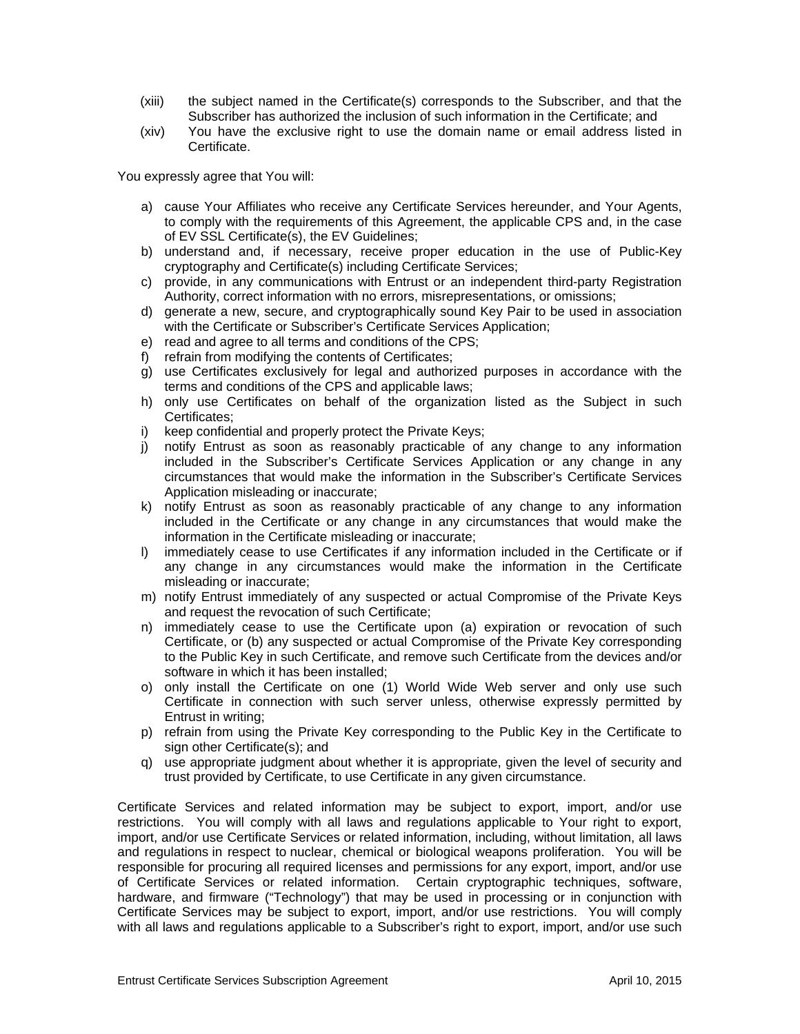(xiii) the subject named in the Certificate(s) corresponds to the Subscriber, and that the Subscriber has authorized the inclusion of such information in the Certificate; and

(xiv) You have the exclusive right to use the domain name or email address listed in Certificate.

You expressly agree that You will:

a) cause Your Affiliates who receive any Certificate Services hereunder, and Your Agents, to comply with the requirements of this Agreement, the applicable CPS and, in the case of EV SSL Certificate(s), the EV Guidelines;
b) understand and, if necessary, receive proper education in the use of Public-Key cryptography and Certificate(s) including Certificate Services;
c) provide, in any communications with Entrust or an independent third-party Registration Authority, correct information with no errors, misrepresentations, or omissions;
d) generate a new, secure, and cryptographically sound Key Pair to be used in association with the Certificate or Subscriber's Certificate Services Application;
e) read and agree to all terms and conditions of the CPS;
f) refrain from modifying the contents of Certificates;
g) use Certificates exclusively for legal and authorized purposes in accordance with the terms and conditions of the CPS and applicable laws;
h) only use Certificates on behalf of the organization listed as the Subject in such Certificates;
i) keep confidential and properly protect the Private Keys;
j) notify Entrust as soon as reasonably practicable of any change to any information included in the Subscriber's Certificate Services Application or any change in any circumstances that would make the information in the Subscriber's Certificate Services Application misleading or inaccurate;
k) notify Entrust as soon as reasonably practicable of any change to any information included in the Certificate or any change in any circumstances that would make the information in the Certificate misleading or inaccurate;
l) immediately cease to use Certificates if any information included in the Certificate or if any change in any circumstances would make the information in the Certificate misleading or inaccurate;
m) notify Entrust immediately of any suspected or actual Compromise of the Private Keys and request the revocation of such Certificate;
n) immediately cease to use the Certificate upon (a) expiration or revocation of such Certificate, or (b) any suspected or actual Compromise of the Private Key corresponding to the Public Key in such Certificate, and remove such Certificate from the devices and/or software in which it has been installed;
o) only install the Certificate on one (1) World Wide Web server and only use such Certificate in connection with such server unless, otherwise expressly permitted by Entrust in writing;
p) refrain from using the Private Key corresponding to the Public Key in the Certificate to sign other Certificate(s); and
q) use appropriate judgment about whether it is appropriate, given the level of security and trust provided by Certificate, to use Certificate in any given circumstance.

Certificate Services and related information may be subject to export, import, and/or use restrictions. You will comply with all laws and regulations applicable to Your right to export, import, and/or use Certificate Services or related information, including, without limitation, all laws and regulations in respect to nuclear, chemical or biological weapons proliferation. You will be responsible for procuring all required licenses and permissions for any export, import, and/or use of Certificate Services or related information. Certain cryptographic techniques, software, hardware, and firmware ("Technology") that may be used in processing or in conjunction with Certificate Services may be subject to export, import, and/or use restrictions. You will comply with all laws and regulations applicable to a Subscriber's right to export, import, and/or use such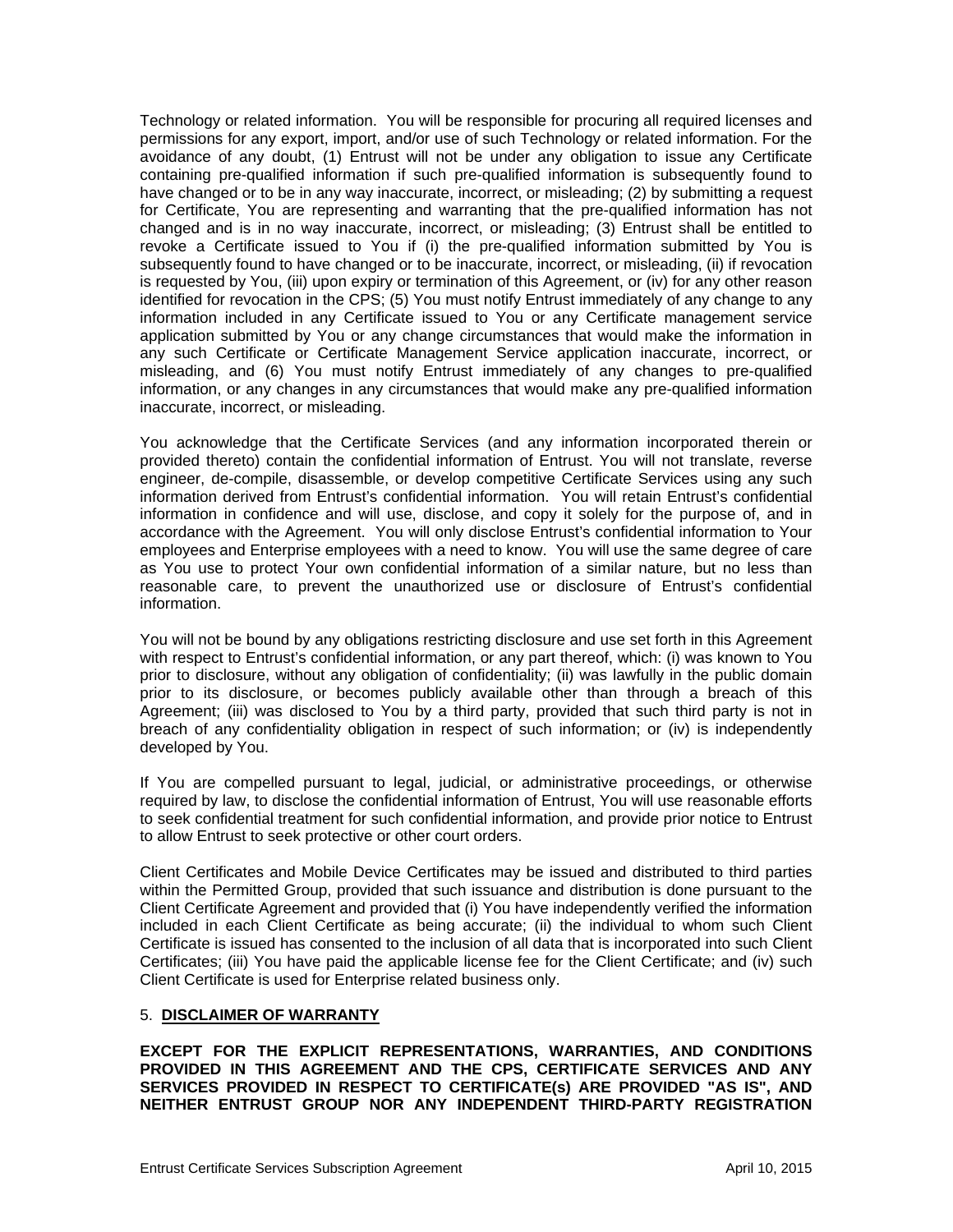Technology or related information. You will be responsible for procuring all required licenses and permissions for any export, import, and/or use of such Technology or related information. For the avoidance of any doubt, (1) Entrust will not be under any obligation to issue any Certificate containing pre-qualified information if such pre-qualified information is subsequently found to have changed or to be in any way inaccurate, incorrect, or misleading; (2) by submitting a request for Certificate, You are representing and warranting that the pre-qualified information has not changed and is in no way inaccurate, incorrect, or misleading; (3) Entrust shall be entitled to revoke a Certificate issued to You if (i) the pre-qualified information submitted by You is subsequently found to have changed or to be inaccurate, incorrect, or misleading, (ii) if revocation is requested by You, (iii) upon expiry or termination of this Agreement, or (iv) for any other reason identified for revocation in the CPS; (5) You must notify Entrust immediately of any change to any information included in any Certificate issued to You or any Certificate management service application submitted by You or any change circumstances that would make the information in any such Certificate or Certificate Management Service application inaccurate, incorrect, or misleading, and (6) You must notify Entrust immediately of any changes to pre-qualified information, or any changes in any circumstances that would make any pre-qualified information inaccurate, incorrect, or misleading.

You acknowledge that the Certificate Services (and any information incorporated therein or provided thereto) contain the confidential information of Entrust. You will not translate, reverse engineer, de-compile, disassemble, or develop competitive Certificate Services using any such information derived from Entrust's confidential information. You will retain Entrust's confidential information in confidence and will use, disclose, and copy it solely for the purpose of, and in accordance with the Agreement. You will only disclose Entrust's confidential information to Your employees and Enterprise employees with a need to know. You will use the same degree of care as You use to protect Your own confidential information of a similar nature, but no less than reasonable care, to prevent the unauthorized use or disclosure of Entrust's confidential information.

You will not be bound by any obligations restricting disclosure and use set forth in this Agreement with respect to Entrust's confidential information, or any part thereof, which: (i) was known to You prior to disclosure, without any obligation of confidentiality; (ii) was lawfully in the public domain prior to its disclosure, or becomes publicly available other than through a breach of this Agreement; (iii) was disclosed to You by a third party, provided that such third party is not in breach of any confidentiality obligation in respect of such information; or (iv) is independently developed by You.

If You are compelled pursuant to legal, judicial, or administrative proceedings, or otherwise required by law, to disclose the confidential information of Entrust, You will use reasonable efforts to seek confidential treatment for such confidential information, and provide prior notice to Entrust to allow Entrust to seek protective or other court orders.

Client Certificates and Mobile Device Certificates may be issued and distributed to third parties within the Permitted Group, provided that such issuance and distribution is done pursuant to the Client Certificate Agreement and provided that (i) You have independently verified the information included in each Client Certificate as being accurate; (ii) the individual to whom such Client Certificate is issued has consented to the inclusion of all data that is incorporated into such Client Certificates; (iii) You have paid the applicable license fee for the Client Certificate; and (iv) such Client Certificate is used for Enterprise related business only.

## 5. DISCLAIMER OF WARRANTY

**EXCEPT FOR THE EXPLICIT REPRESENTATIONS, WARRANTIES, AND CONDITIONS PROVIDED IN THIS AGREEMENT AND THE CPS, CERTIFICATE SERVICES AND ANY SERVICES PROVIDED IN RESPECT TO CERTIFICATE(s) ARE PROVIDED "AS IS", AND NEITHER ENTRUST GROUP NOR ANY INDEPENDENT THIRD-PARTY REGISTRATION**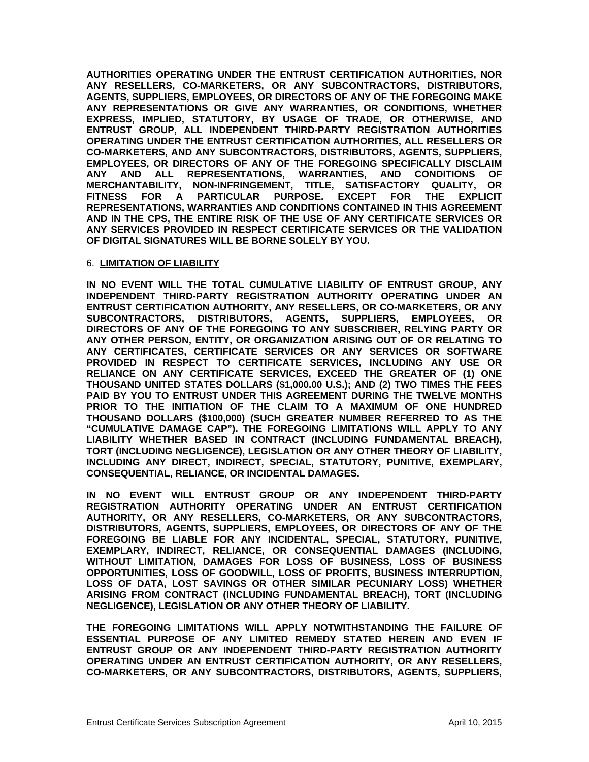**AUTHORITIES OPERATING UNDER THE ENTRUST CERTIFICATION AUTHORITIES, NOR ANY RESELLERS, CO-MARKETERS, OR ANY SUBCONTRACTORS, DISTRIBUTORS, AGENTS, SUPPLIERS, EMPLOYEES, OR DIRECTORS OF ANY OF THE FOREGOING MAKE ANY REPRESENTATIONS OR GIVE ANY WARRANTIES, OR CONDITIONS, WHETHER EXPRESS, IMPLIED, STATUTORY, BY USAGE OF TRADE, OR OTHERWISE, AND ENTRUST GROUP, ALL INDEPENDENT THIRD-PARTY REGISTRATION AUTHORITIES OPERATING UNDER THE ENTRUST CERTIFICATION AUTHORITIES, ALL RESELLERS OR CO-MARKETERS, AND ANY SUBCONTRACTORS, DISTRIBUTORS, AGENTS, SUPPLIERS, EMPLOYEES, OR DIRECTORS OF ANY OF THE FOREGOING SPECIFICALLY DISCLAIM ANY AND ALL REPRESENTATIONS, WARRANTIES, AND CONDITIONS OF MERCHANTABILITY, NON-INFRINGEMENT, TITLE, SATISFACTORY QUALITY, OR FITNESS FOR A PARTICULAR PURPOSE. EXCEPT FOR THE EXPLICIT REPRESENTATIONS, WARRANTIES AND CONDITIONS CONTAINED IN THIS AGREEMENT AND IN THE CPS, THE ENTIRE RISK OF THE USE OF ANY CERTIFICATE SERVICES OR ANY SERVICES PROVIDED IN RESPECT CERTIFICATE SERVICES OR THE VALIDATION OF DIGITAL SIGNATURES WILL BE BORNE SOLELY BY YOU.**

6. **LIMITATION OF LIABILITY**

**IN NO EVENT WILL THE TOTAL CUMULATIVE LIABILITY OF ENTRUST GROUP, ANY INDEPENDENT THIRD-PARTY REGISTRATION AUTHORITY OPERATING UNDER AN ENTRUST CERTIFICATION AUTHORITY, ANY RESELLERS, OR CO-MARKETERS, OR ANY SUBCONTRACTORS, DISTRIBUTORS, AGENTS, SUPPLIERS, EMPLOYEES, OR DIRECTORS OF ANY OF THE FOREGOING TO ANY SUBSCRIBER, RELYING PARTY OR ANY OTHER PERSON, ENTITY, OR ORGANIZATION ARISING OUT OF OR RELATING TO ANY CERTIFICATES, CERTIFICATE SERVICES OR ANY SERVICES OR SOFTWARE PROVIDED IN RESPECT TO CERTIFICATE SERVICES, INCLUDING ANY USE OR RELIANCE ON ANY CERTIFICATE SERVICES, EXCEED THE GREATER OF (1) ONE THOUSAND UNITED STATES DOLLARS ($1,000.00 U.S.); AND (2) TWO TIMES THE FEES PAID BY YOU TO ENTRUST UNDER THIS AGREEMENT DURING THE TWELVE MONTHS PRIOR TO THE INITIATION OF THE CLAIM TO A MAXIMUM OF ONE HUNDRED THOUSAND DOLLARS ($100,000) (SUCH GREATER NUMBER REFERRED TO AS THE "CUMULATIVE DAMAGE CAP"). THE FOREGOING LIMITATIONS WILL APPLY TO ANY LIABILITY WHETHER BASED IN CONTRACT (INCLUDING FUNDAMENTAL BREACH), TORT (INCLUDING NEGLIGENCE), LEGISLATION OR ANY OTHER THEORY OF LIABILITY, INCLUDING ANY DIRECT, INDIRECT, SPECIAL, STATUTORY, PUNITIVE, EXEMPLARY, CONSEQUENTIAL, RELIANCE, OR INCIDENTAL DAMAGES.**

**IN NO EVENT WILL ENTRUST GROUP OR ANY INDEPENDENT THIRD-PARTY REGISTRATION AUTHORITY OPERATING UNDER AN ENTRUST CERTIFICATION AUTHORITY, OR ANY RESELLERS, CO-MARKETERS, OR ANY SUBCONTRACTORS, DISTRIBUTORS, AGENTS, SUPPLIERS, EMPLOYEES, OR DIRECTORS OF ANY OF THE FOREGOING BE LIABLE FOR ANY INCIDENTAL, SPECIAL, STATUTORY, PUNITIVE, EXEMPLARY, INDIRECT, RELIANCE, OR CONSEQUENTIAL DAMAGES (INCLUDING, WITHOUT LIMITATION, DAMAGES FOR LOSS OF BUSINESS, LOSS OF BUSINESS OPPORTUNITIES, LOSS OF GOODWILL, LOSS OF PROFITS, BUSINESS INTERRUPTION, LOSS OF DATA, LOST SAVINGS OR OTHER SIMILAR PECUNIARY LOSS) WHETHER ARISING FROM CONTRACT (INCLUDING FUNDAMENTAL BREACH), TORT (INCLUDING NEGLIGENCE), LEGISLATION OR ANY OTHER THEORY OF LIABILITY.**

**THE FOREGOING LIMITATIONS WILL APPLY NOTWITHSTANDING THE FAILURE OF ESSENTIAL PURPOSE OF ANY LIMITED REMEDY STATED HEREIN AND EVEN IF ENTRUST GROUP OR ANY INDEPENDENT THIRD-PARTY REGISTRATION AUTHORITY OPERATING UNDER AN ENTRUST CERTIFICATION AUTHORITY, OR ANY RESELLERS, CO-MARKETERS, OR ANY SUBCONTRACTORS, DISTRIBUTORS, AGENTS, SUPPLIERS,**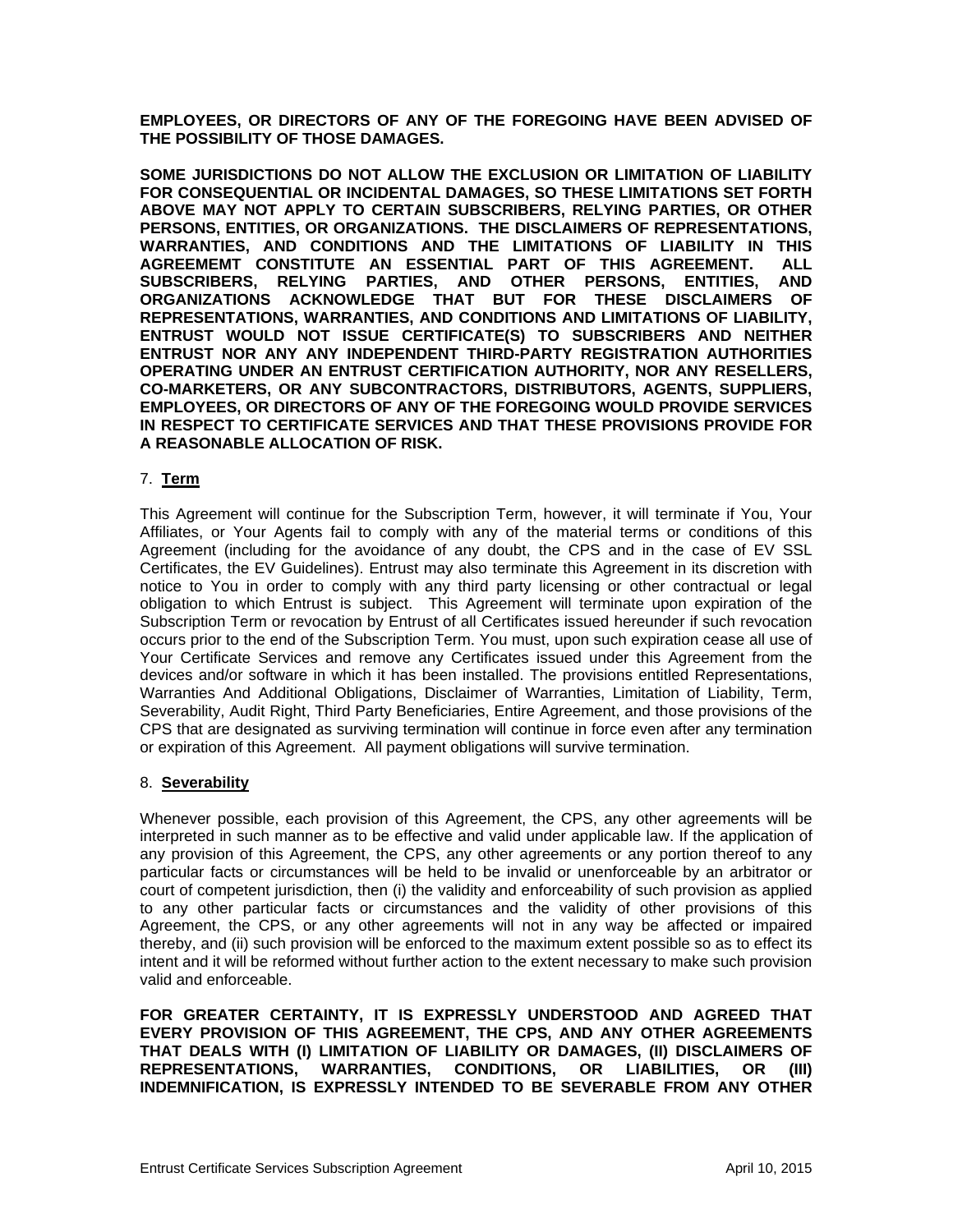**EMPLOYEES, OR DIRECTORS OF ANY OF THE FOREGOING HAVE BEEN ADVISED OF THE POSSIBILITY OF THOSE DAMAGES.**

**SOME JURISDICTIONS DO NOT ALLOW THE EXCLUSION OR LIMITATION OF LIABILITY FOR CONSEQUENTIAL OR INCIDENTAL DAMAGES, SO THESE LIMITATIONS SET FORTH ABOVE MAY NOT APPLY TO CERTAIN SUBSCRIBERS, RELYING PARTIES, OR OTHER PERSONS, ENTITIES, OR ORGANIZATIONS. THE DISCLAIMERS OF REPRESENTATIONS, WARRANTIES, AND CONDITIONS AND THE LIMITATIONS OF LIABILITY IN THIS AGREEMEMT CONSTITUTE AN ESSENTIAL PART OF THIS AGREEMENT. ALL SUBSCRIBERS, RELYING PARTIES, AND OTHER PERSONS, ENTITIES, AND ORGANIZATIONS ACKNOWLEDGE THAT BUT FOR THESE DISCLAIMERS OF REPRESENTATIONS, WARRANTIES, AND CONDITIONS AND LIMITATIONS OF LIABILITY, ENTRUST WOULD NOT ISSUE CERTIFICATE(S) TO SUBSCRIBERS AND NEITHER ENTRUST NOR ANY ANY INDEPENDENT THIRD-PARTY REGISTRATION AUTHORITIES OPERATING UNDER AN ENTRUST CERTIFICATION AUTHORITY, NOR ANY RESELLERS, CO-MARKETERS, OR ANY SUBCONTRACTORS, DISTRIBUTORS, AGENTS, SUPPLIERS, EMPLOYEES, OR DIRECTORS OF ANY OF THE FOREGOING WOULD PROVIDE SERVICES IN RESPECT TO CERTIFICATE SERVICES AND THAT THESE PROVISIONS PROVIDE FOR A REASONABLE ALLOCATION OF RISK.**

## 7. Term

This Agreement will continue for the Subscription Term, however, it will terminate if You, Your Affiliates, or Your Agents fail to comply with any of the material terms or conditions of this Agreement (including for the avoidance of any doubt, the CPS and in the case of EV SSL Certificates, the EV Guidelines). Entrust may also terminate this Agreement in its discretion with notice to You in order to comply with any third party licensing or other contractual or legal obligation to which Entrust is subject. This Agreement will terminate upon expiration of the Subscription Term or revocation by Entrust of all Certificates issued hereunder if such revocation occurs prior to the end of the Subscription Term. You must, upon such expiration cease all use of Your Certificate Services and remove any Certificates issued under this Agreement from the devices and/or software in which it has been installed. The provisions entitled Representations, Warranties And Additional Obligations, Disclaimer of Warranties, Limitation of Liability, Term, Severability, Audit Right, Third Party Beneficiaries, Entire Agreement, and those provisions of the CPS that are designated as surviving termination will continue in force even after any termination or expiration of this Agreement. All payment obligations will survive termination.

## 8. Severability

Whenever possible, each provision of this Agreement, the CPS, any other agreements will be interpreted in such manner as to be effective and valid under applicable law. If the application of any provision of this Agreement, the CPS, any other agreements or any portion thereof to any particular facts or circumstances will be held to be invalid or unenforceable by an arbitrator or court of competent jurisdiction, then (i) the validity and enforceability of such provision as applied to any other particular facts or circumstances and the validity of other provisions of this Agreement, the CPS, or any other agreements will not in any way be affected or impaired thereby, and (ii) such provision will be enforced to the maximum extent possible so as to effect its intent and it will be reformed without further action to the extent necessary to make such provision valid and enforceable.

**FOR GREATER CERTAINTY, IT IS EXPRESSLY UNDERSTOOD AND AGREED THAT EVERY PROVISION OF THIS AGREEMENT, THE CPS, AND ANY OTHER AGREEMENTS THAT DEALS WITH (I) LIMITATION OF LIABILITY OR DAMAGES, (II) DISCLAIMERS OF REPRESENTATIONS, WARRANTIES, CONDITIONS, OR LIABILITIES, OR (III) INDEMNIFICATION, IS EXPRESSLY INTENDED TO BE SEVERABLE FROM ANY OTHER**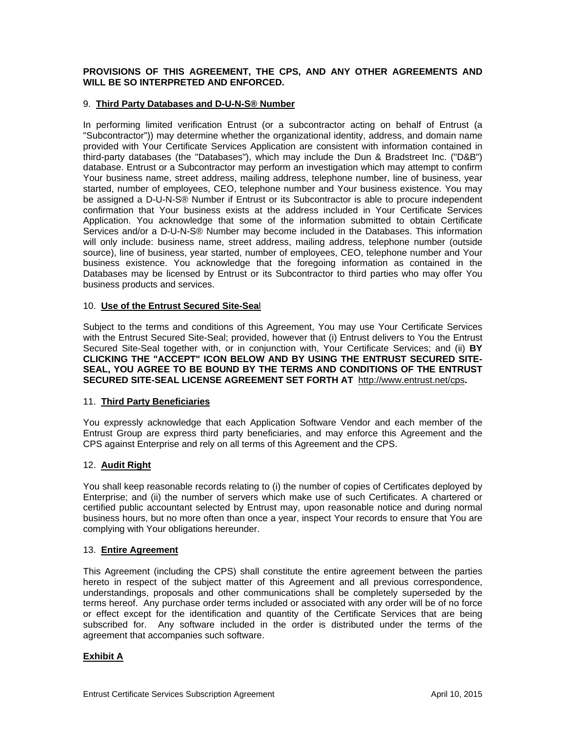**PROVISIONS OF THIS AGREEMENT, THE CPS, AND ANY OTHER AGREEMENTS AND WILL BE SO INTERPRETED AND ENFORCED.**

9. **Third Party Databases and D-U-N-S® Number**

In performing limited verification Entrust (or a subcontractor acting on behalf of Entrust (a "Subcontractor")) may determine whether the organizational identity, address, and domain name provided with Your Certificate Services Application are consistent with information contained in third-party databases (the "Databases"), which may include the Dun & Bradstreet Inc. ("D&B") database. Entrust or a Subcontractor may perform an investigation which may attempt to confirm Your business name, street address, mailing address, telephone number, line of business, year started, number of employees, CEO, telephone number and Your business existence. You may be assigned a D-U-N-S® Number if Entrust or its Subcontractor is able to procure independent confirmation that Your business exists at the address included in Your Certificate Services Application. You acknowledge that some of the information submitted to obtain Certificate Services and/or a D-U-N-S® Number may become included in the Databases. This information will only include: business name, street address, mailing address, telephone number (outside source), line of business, year started, number of employees, CEO, telephone number and Your business existence. You acknowledge that the foregoing information as contained in the Databases may be licensed by Entrust or its Subcontractor to third parties who may offer You business products and services.

10. **Use of the Entrust Secured Site-Seal**

Subject to the terms and conditions of this Agreement, You may use Your Certificate Services with the Entrust Secured Site-Seal; provided, however that (i) Entrust delivers to You the Entrust Secured Site-Seal together with, or in conjunction with, Your Certificate Services; and (ii) **BY CLICKING THE "ACCEPT" ICON BELOW AND BY USING THE ENTRUST SECURED SITE-SEAL, YOU AGREE TO BE BOUND BY THE TERMS AND CONDITIONS OF THE ENTRUST SECURED SITE-SEAL LICENSE AGREEMENT SET FORTH AT** http://www.entrust.net/cps**.**

11. **Third Party Beneficiaries**

You expressly acknowledge that each Application Software Vendor and each member of the Entrust Group are express third party beneficiaries, and may enforce this Agreement and the CPS against Enterprise and rely on all terms of this Agreement and the CPS.

12. **Audit Right**

You shall keep reasonable records relating to (i) the number of copies of Certificates deployed by Enterprise; and (ii) the number of servers which make use of such Certificates. A chartered or certified public accountant selected by Entrust may, upon reasonable notice and during normal business hours, but no more often than once a year, inspect Your records to ensure that You are complying with Your obligations hereunder.

13. **Entire Agreement**

This Agreement (including the CPS) shall constitute the entire agreement between the parties hereto in respect of the subject matter of this Agreement and all previous correspondence, understandings, proposals and other communications shall be completely superseded by the terms hereof. Any purchase order terms included or associated with any order will be of no force or effect except for the identification and quantity of the Certificate Services that are being subscribed for. Any software included in the order is distributed under the terms of the agreement that accompanies such software.

**Exhibit A**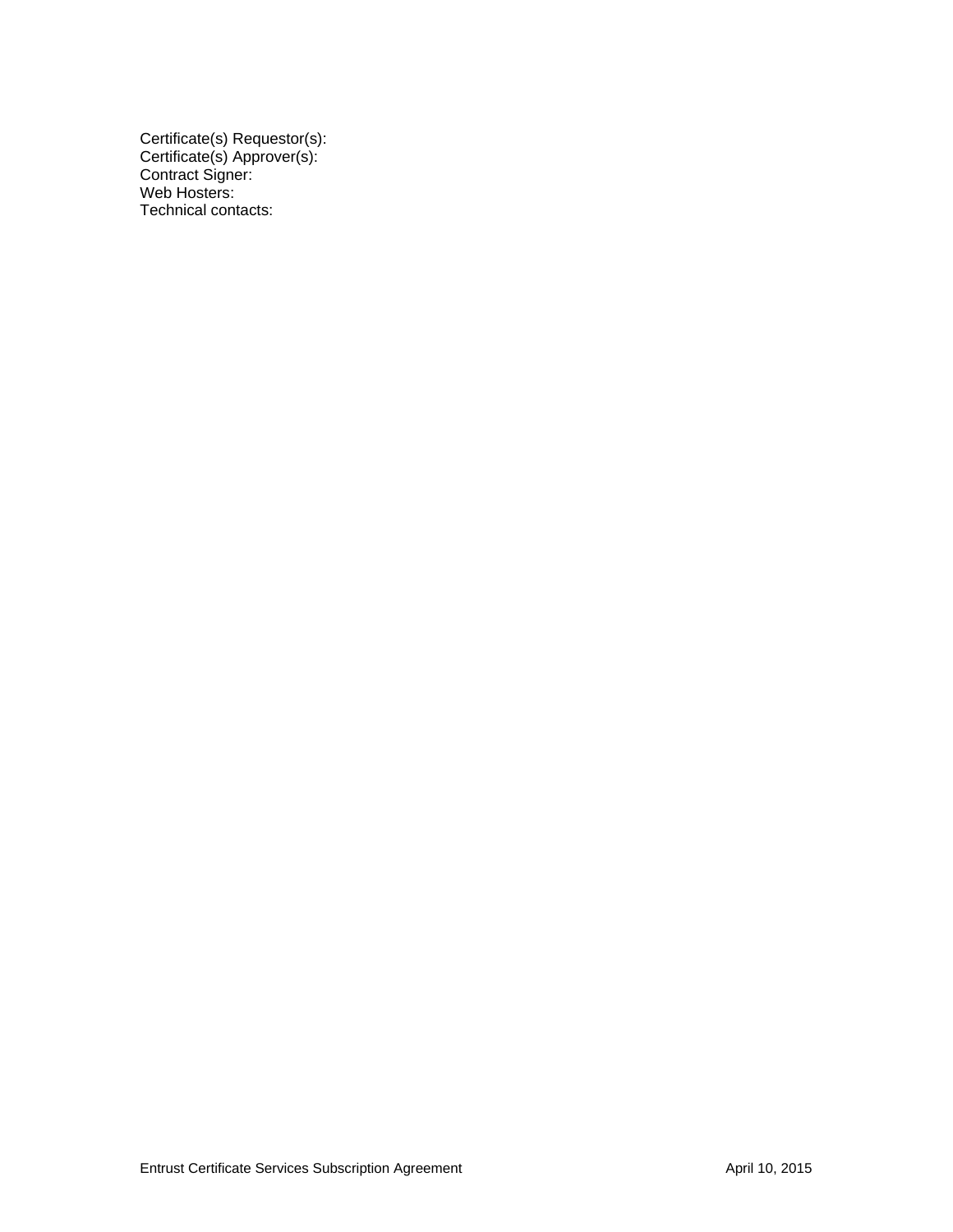Certificate(s) Requestor(s):
Certificate(s) Approver(s):
Contract Signer:
Web Hosters:
Technical contacts: